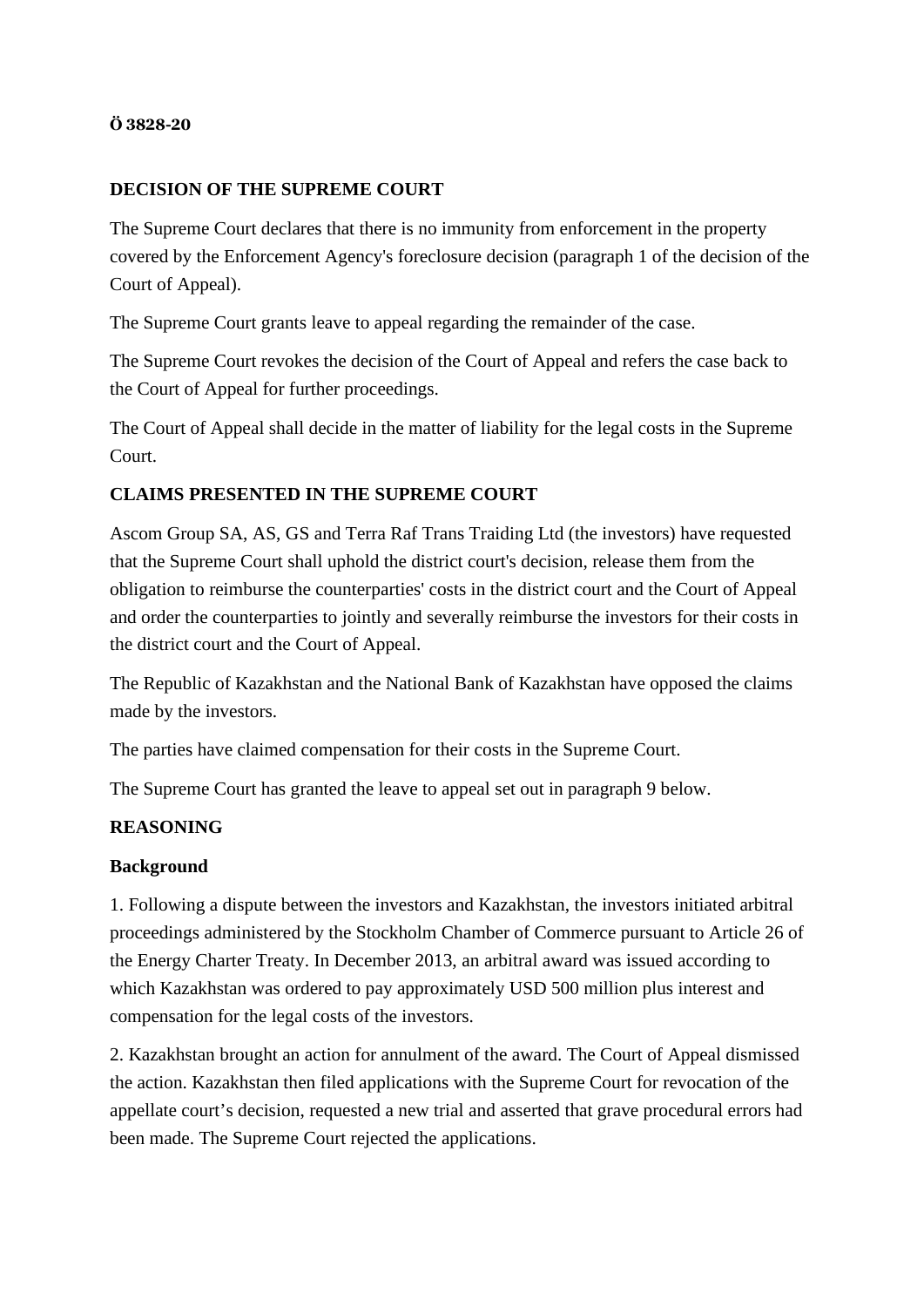**Ö 3828-20**

## DECISION OF THE SUPREME COURT

The Supreme Court declares that there is no immunity from enforcement in the property covered by the Enforcement Agency's foreclosure decision (paragraph 1 of the decision of the Court of Appeal).

The Supreme Court grants leave to appeal regarding the remainder of the case.

The Supreme Court revokes the decision of the Court of Appeal and refers the case back to the Court of Appeal for further proceedings.

The Court of Appeal shall decide in the matter of liability for the legal costs in the Supreme Court.

## CLAIMS PRESENTED IN THE SUPREME COURT

Ascom Group SA, AS, GS and Terra Raf Trans Traiding Ltd (the investors) have requested that the Supreme Court shall uphold the district court's decision, release them from the obligation to reimburse the counterparties' costs in the district court and the Court of Appeal and order the counterparties to jointly and severally reimburse the investors for their costs in the district court and the Court of Appeal.

The Republic of Kazakhstan and the National Bank of Kazakhstan have opposed the claims made by the investors.

The parties have claimed compensation for their costs in the Supreme Court.

The Supreme Court has granted the leave to appeal set out in paragraph 9 below.

## REASONING

### Background

1. Following a dispute between the investors and Kazakhstan, the investors initiated arbitral proceedings administered by the Stockholm Chamber of Commerce pursuant to Article 26 of the Energy Charter Treaty. In December 2013, an arbitral award was issued according to which Kazakhstan was ordered to pay approximately USD 500 million plus interest and compensation for the legal costs of the investors.

2. Kazakhstan brought an action for annulment of the award. The Court of Appeal dismissed the action. Kazakhstan then filed applications with the Supreme Court for revocation of the appellate court’s decision, requested a new trial and asserted that grave procedural errors had been made. The Supreme Court rejected the applications.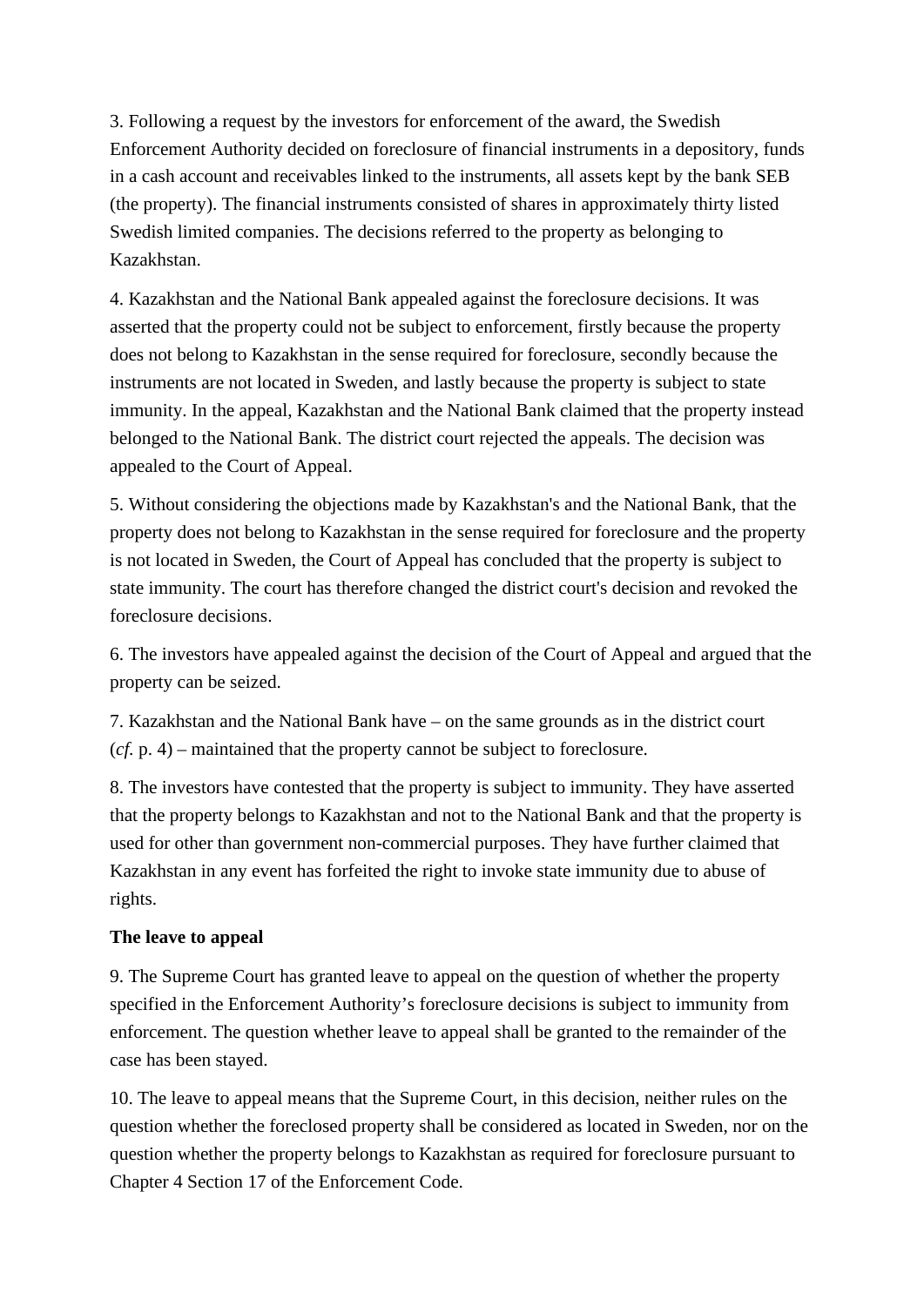3. Following a request by the investors for enforcement of the award, the Swedish Enforcement Authority decided on foreclosure of financial instruments in a depository, funds in a cash account and receivables linked to the instruments, all assets kept by the bank SEB (the property). The financial instruments consisted of shares in approximately thirty listed Swedish limited companies. The decisions referred to the property as belonging to Kazakhstan.

4. Kazakhstan and the National Bank appealed against the foreclosure decisions. It was asserted that the property could not be subject to enforcement, firstly because the property does not belong to Kazakhstan in the sense required for foreclosure, secondly because the instruments are not located in Sweden, and lastly because the property is subject to state immunity. In the appeal, Kazakhstan and the National Bank claimed that the property instead belonged to the National Bank. The district court rejected the appeals. The decision was appealed to the Court of Appeal.

5. Without considering the objections made by Kazakhstan's and the National Bank, that the property does not belong to Kazakhstan in the sense required for foreclosure and the property is not located in Sweden, the Court of Appeal has concluded that the property is subject to state immunity. The court has therefore changed the district court's decision and revoked the foreclosure decisions.

6. The investors have appealed against the decision of the Court of Appeal and argued that the property can be seized.

7. Kazakhstan and the National Bank have – on the same grounds as in the district court (*cf.* p. 4) – maintained that the property cannot be subject to foreclosure.

8. The investors have contested that the property is subject to immunity. They have asserted that the property belongs to Kazakhstan and not to the National Bank and that the property is used for other than government non-commercial purposes. They have further claimed that Kazakhstan in any event has forfeited the right to invoke state immunity due to abuse of rights.

**The leave to appeal**

9. The Supreme Court has granted leave to appeal on the question of whether the property specified in the Enforcement Authority's foreclosure decisions is subject to immunity from enforcement. The question whether leave to appeal shall be granted to the remainder of the case has been stayed.

10. The leave to appeal means that the Supreme Court, in this decision, neither rules on the question whether the foreclosed property shall be considered as located in Sweden, nor on the question whether the property belongs to Kazakhstan as required for foreclosure pursuant to Chapter 4 Section 17 of the Enforcement Code.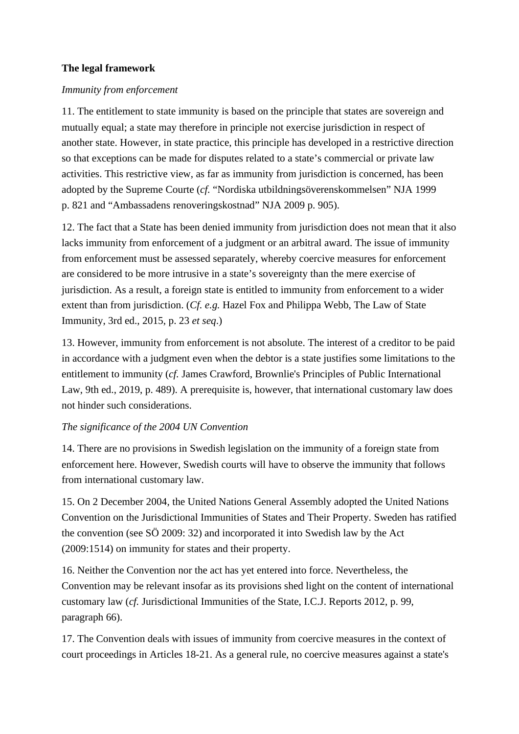**The legal framework**

*Immunity from enforcement*

11. The entitlement to state immunity is based on the principle that states are sovereign and mutually equal; a state may therefore in principle not exercise jurisdiction in respect of another state. However, in state practice, this principle has developed in a restrictive direction so that exceptions can be made for disputes related to a state's commercial or private law activities. This restrictive view, as far as immunity from jurisdiction is concerned, has been adopted by the Supreme Courte (*cf.* "Nordiska utbildningsöverenskommelsen" NJA 1999 p. 821 and "Ambassadens renoveringskostnad" NJA 2009 p. 905).

12. The fact that a State has been denied immunity from jurisdiction does not mean that it also lacks immunity from enforcement of a judgment or an arbitral award. The issue of immunity from enforcement must be assessed separately, whereby coercive measures for enforcement are considered to be more intrusive in a state's sovereignty than the mere exercise of jurisdiction. As a result, a foreign state is entitled to immunity from enforcement to a wider extent than from jurisdiction. (*Cf. e.g.* Hazel Fox and Philippa Webb, The Law of State Immunity, 3rd ed., 2015, p. 23 *et seq*.)

13. However, immunity from enforcement is not absolute. The interest of a creditor to be paid in accordance with a judgment even when the debtor is a state justifies some limitations to the entitlement to immunity (*cf.* James Crawford, Brownlie's Principles of Public International Law, 9th ed., 2019, p. 489). A prerequisite is, however, that international customary law does not hinder such considerations.

*The significance of the 2004 UN Convention*

14. There are no provisions in Swedish legislation on the immunity of a foreign state from enforcement here. However, Swedish courts will have to observe the immunity that follows from international customary law.

15. On 2 December 2004, the United Nations General Assembly adopted the United Nations Convention on the Jurisdictional Immunities of States and Their Property. Sweden has ratified the convention (see SÖ 2009: 32) and incorporated it into Swedish law by the Act (2009:1514) on immunity for states and their property.

16. Neither the Convention nor the act has yet entered into force. Nevertheless, the Convention may be relevant insofar as its provisions shed light on the content of international customary law (*cf.* Jurisdictional Immunities of the State, I.C.J. Reports 2012, p. 99, paragraph 66).

17. The Convention deals with issues of immunity from coercive measures in the context of court proceedings in Articles 18-21. As a general rule, no coercive measures against a state's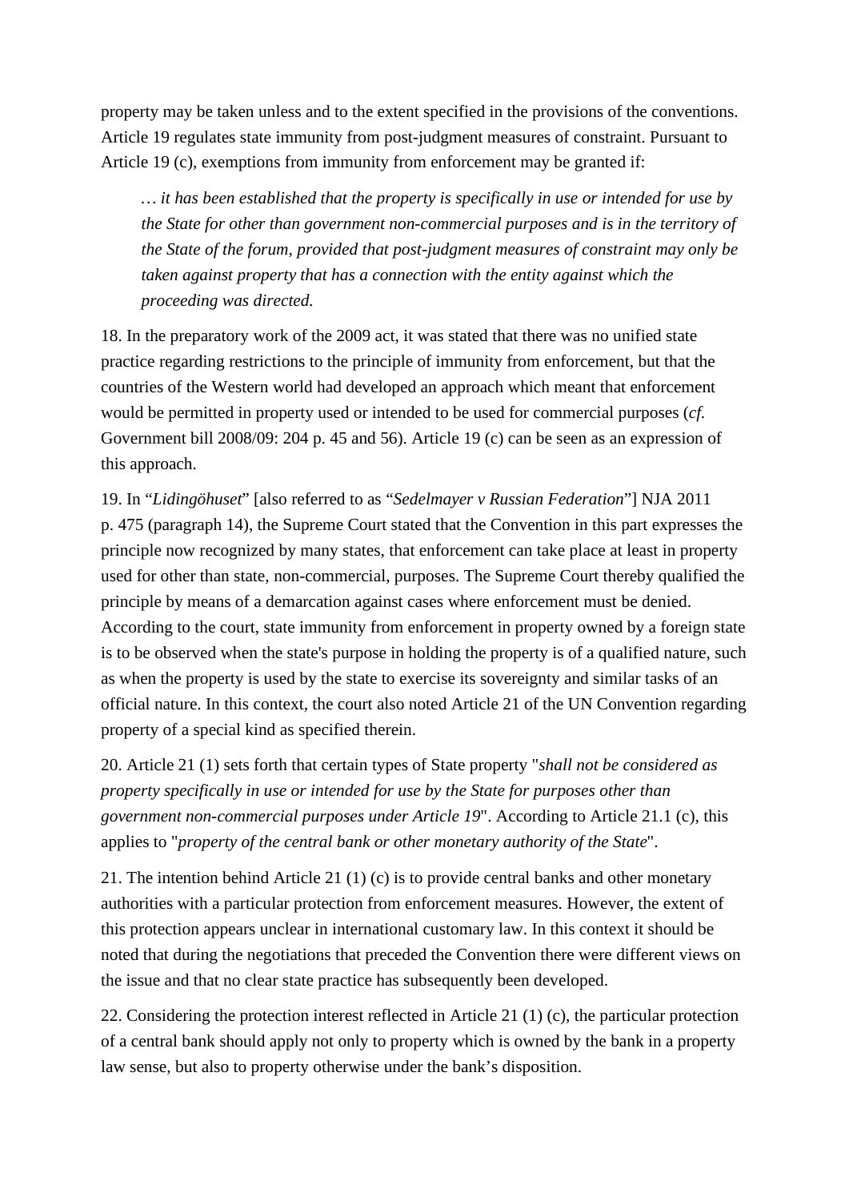property may be taken unless and to the extent specified in the provisions of the conventions. Article 19 regulates state immunity from post-judgment measures of constraint. Pursuant to Article 19 (c), exemptions from immunity from enforcement may be granted if:

> … *it has been established that the property is specifically in use or intended for use by the State for other than government non-commercial purposes and is in the territory of the State of the forum, provided that post-judgment measures of constraint may only be taken against property that has a connection with the entity against which the proceeding was directed.*

18. In the preparatory work of the 2009 act, it was stated that there was no unified state practice regarding restrictions to the principle of immunity from enforcement, but that the countries of the Western world had developed an approach which meant that enforcement would be permitted in property used or intended to be used for commercial purposes (*cf.* Government bill 2008/09: 204 p. 45 and 56). Article 19 (c) can be seen as an expression of this approach.

19. In "*Lidingöhuset*" [also referred to as "*Sedelmayer v Russian Federation*"] NJA 2011 p. 475 (paragraph 14), the Supreme Court stated that the Convention in this part expresses the principle now recognized by many states, that enforcement can take place at least in property used for other than state, non-commercial, purposes. The Supreme Court thereby qualified the principle by means of a demarcation against cases where enforcement must be denied. According to the court, state immunity from enforcement in property owned by a foreign state is to be observed when the state's purpose in holding the property is of a qualified nature, such as when the property is used by the state to exercise its sovereignty and similar tasks of an official nature. In this context, the court also noted Article 21 of the UN Convention regarding property of a special kind as specified therein.

20. Article 21 (1) sets forth that certain types of State property "*shall not be considered as property specifically in use or intended for use by the State for purposes other than government non-commercial purposes under Article 19*". According to Article 21.1 (c), this applies to "*property of the central bank or other monetary authority of the State*".

21. The intention behind Article 21 (1) (c) is to provide central banks and other monetary authorities with a particular protection from enforcement measures. However, the extent of this protection appears unclear in international customary law. In this context it should be noted that during the negotiations that preceded the Convention there were different views on the issue and that no clear state practice has subsequently been developed.

22. Considering the protection interest reflected in Article 21 (1) (c), the particular protection of a central bank should apply not only to property which is owned by the bank in a property law sense, but also to property otherwise under the bank's disposition.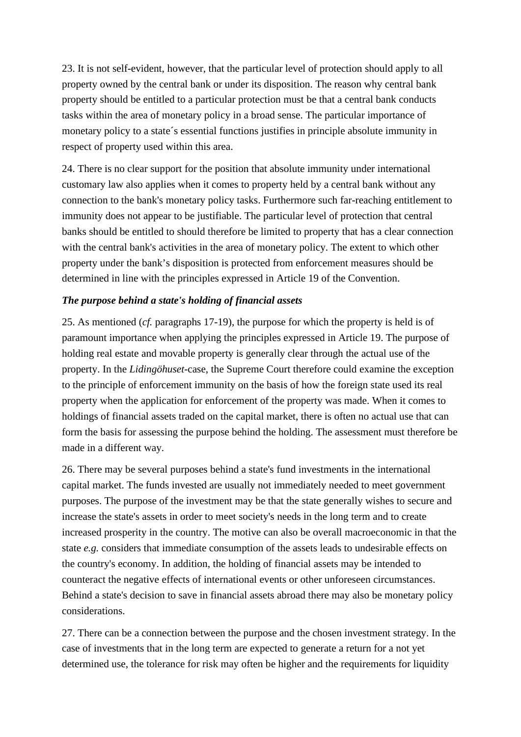23. It is not self-evident, however, that the particular level of protection should apply to all property owned by the central bank or under its disposition. The reason why central bank property should be entitled to a particular protection must be that a central bank conducts tasks within the area of monetary policy in a broad sense. The particular importance of monetary policy to a state´s essential functions justifies in principle absolute immunity in respect of property used within this area.

24. There is no clear support for the position that absolute immunity under international customary law also applies when it comes to property held by a central bank without any connection to the bank's monetary policy tasks. Furthermore such far-reaching entitlement to immunity does not appear to be justifiable. The particular level of protection that central banks should be entitled to should therefore be limited to property that has a clear connection with the central bank's activities in the area of monetary policy. The extent to which other property under the bank's disposition is protected from enforcement measures should be determined in line with the principles expressed in Article 19 of the Convention.

***The purpose behind a state's holding of financial assets***

25. As mentioned (*cf.* paragraphs 17-19), the purpose for which the property is held is of paramount importance when applying the principles expressed in Article 19. The purpose of holding real estate and movable property is generally clear through the actual use of the property. In the *Lidingöhuset*-case, the Supreme Court therefore could examine the exception to the principle of enforcement immunity on the basis of how the foreign state used its real property when the application for enforcement of the property was made. When it comes to holdings of financial assets traded on the capital market, there is often no actual use that can form the basis for assessing the purpose behind the holding. The assessment must therefore be made in a different way.

26. There may be several purposes behind a state's fund investments in the international capital market. The funds invested are usually not immediately needed to meet government purposes. The purpose of the investment may be that the state generally wishes to secure and increase the state's assets in order to meet society's needs in the long term and to create increased prosperity in the country. The motive can also be overall macroeconomic in that the state *e.g.* considers that immediate consumption of the assets leads to undesirable effects on the country's economy. In addition, the holding of financial assets may be intended to counteract the negative effects of international events or other unforeseen circumstances. Behind a state's decision to save in financial assets abroad there may also be monetary policy considerations.

27. There can be a connection between the purpose and the chosen investment strategy. In the case of investments that in the long term are expected to generate a return for a not yet determined use, the tolerance for risk may often be higher and the requirements for liquidity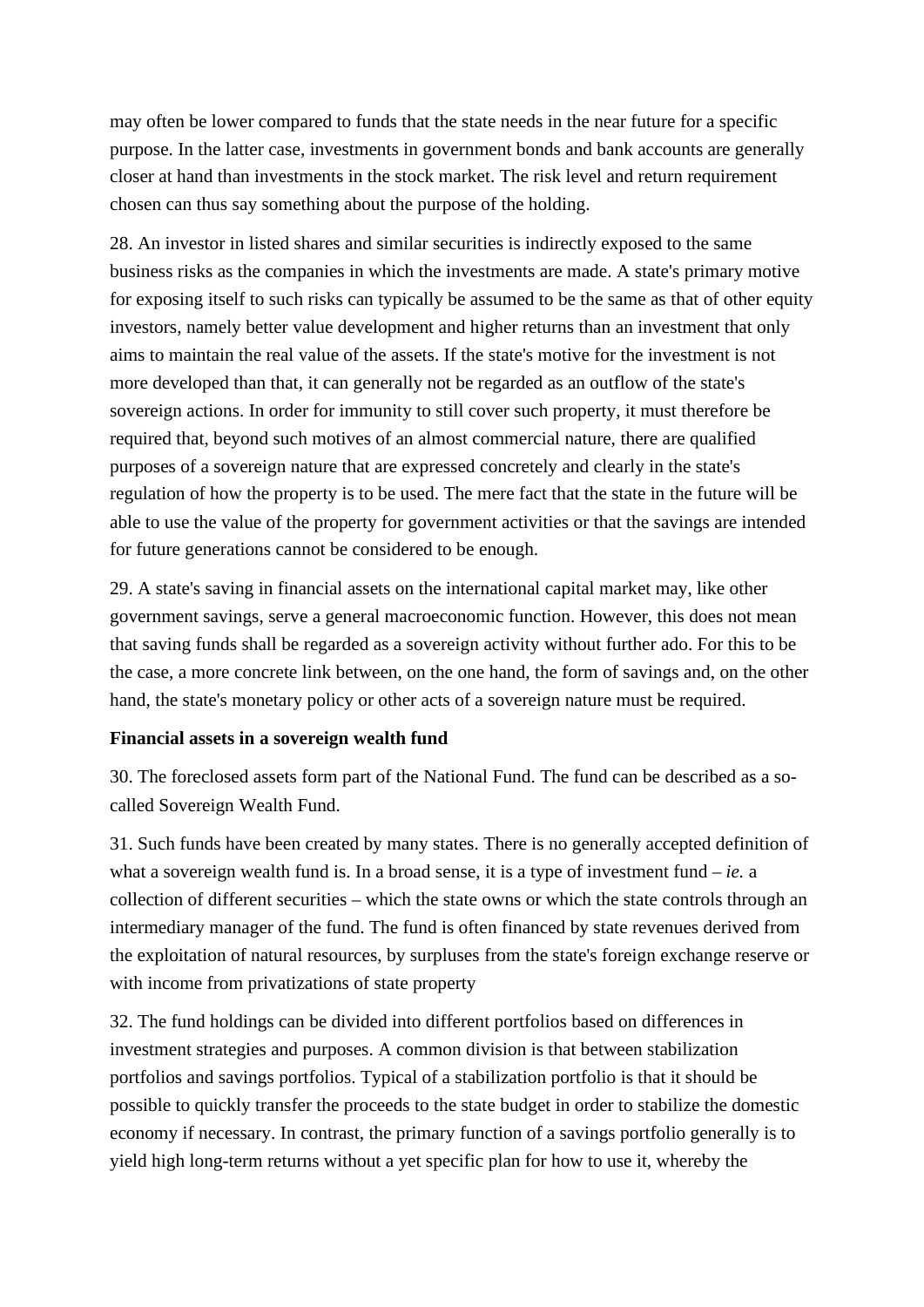may often be lower compared to funds that the state needs in the near future for a specific purpose. In the latter case, investments in government bonds and bank accounts are generally closer at hand than investments in the stock market. The risk level and return requirement chosen can thus say something about the purpose of the holding.

28. An investor in listed shares and similar securities is indirectly exposed to the same business risks as the companies in which the investments are made. A state's primary motive for exposing itself to such risks can typically be assumed to be the same as that of other equity investors, namely better value development and higher returns than an investment that only aims to maintain the real value of the assets. If the state's motive for the investment is not more developed than that, it can generally not be regarded as an outflow of the state's sovereign actions. In order for immunity to still cover such property, it must therefore be required that, beyond such motives of an almost commercial nature, there are qualified purposes of a sovereign nature that are expressed concretely and clearly in the state's regulation of how the property is to be used. The mere fact that the state in the future will be able to use the value of the property for government activities or that the savings are intended for future generations cannot be considered to be enough.

29. A state's saving in financial assets on the international capital market may, like other government savings, serve a general macroeconomic function. However, this does not mean that saving funds shall be regarded as a sovereign activity without further ado. For this to be the case, a more concrete link between, on the one hand, the form of savings and, on the other hand, the state's monetary policy or other acts of a sovereign nature must be required.

**Financial assets in a sovereign wealth fund**

30. The foreclosed assets form part of the National Fund. The fund can be described as a so-called Sovereign Wealth Fund.

31. Such funds have been created by many states. There is no generally accepted definition of what a sovereign wealth fund is. In a broad sense, it is a type of investment fund – *ie.* a collection of different securities – which the state owns or which the state controls through an intermediary manager of the fund. The fund is often financed by state revenues derived from the exploitation of natural resources, by surpluses from the state's foreign exchange reserve or with income from privatizations of state property

32. The fund holdings can be divided into different portfolios based on differences in investment strategies and purposes. A common division is that between stabilization portfolios and savings portfolios. Typical of a stabilization portfolio is that it should be possible to quickly transfer the proceeds to the state budget in order to stabilize the domestic economy if necessary. In contrast, the primary function of a savings portfolio generally is to yield high long-term returns without a yet specific plan for how to use it, whereby the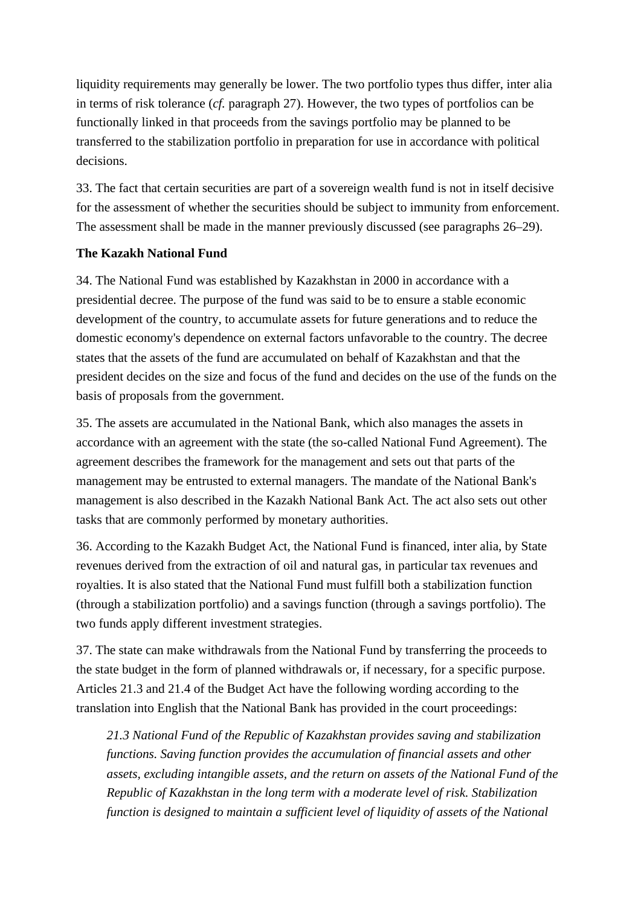liquidity requirements may generally be lower. The two portfolio types thus differ, inter alia in terms of risk tolerance (*cf.* paragraph 27). However, the two types of portfolios can be functionally linked in that proceeds from the savings portfolio may be planned to be transferred to the stabilization portfolio in preparation for use in accordance with political decisions.

33. The fact that certain securities are part of a sovereign wealth fund is not in itself decisive for the assessment of whether the securities should be subject to immunity from enforcement. The assessment shall be made in the manner previously discussed (see paragraphs 26–29).

**The Kazakh National Fund**

34. The National Fund was established by Kazakhstan in 2000 in accordance with a presidential decree. The purpose of the fund was said to be to ensure a stable economic development of the country, to accumulate assets for future generations and to reduce the domestic economy's dependence on external factors unfavorable to the country. The decree states that the assets of the fund are accumulated on behalf of Kazakhstan and that the president decides on the size and focus of the fund and decides on the use of the funds on the basis of proposals from the government.

35. The assets are accumulated in the National Bank, which also manages the assets in accordance with an agreement with the state (the so-called National Fund Agreement). The agreement describes the framework for the management and sets out that parts of the management may be entrusted to external managers. The mandate of the National Bank's management is also described in the Kazakh National Bank Act. The act also sets out other tasks that are commonly performed by monetary authorities.

36. According to the Kazakh Budget Act, the National Fund is financed, inter alia, by State revenues derived from the extraction of oil and natural gas, in particular tax revenues and royalties. It is also stated that the National Fund must fulfill both a stabilization function (through a stabilization portfolio) and a savings function (through a savings portfolio). The two funds apply different investment strategies.

37. The state can make withdrawals from the National Fund by transferring the proceeds to the state budget in the form of planned withdrawals or, if necessary, for a specific purpose. Articles 21.3 and 21.4 of the Budget Act have the following wording according to the translation into English that the National Bank has provided in the court proceedings:

> *21.3 National Fund of the Republic of Kazakhstan provides saving and stabilization functions. Saving function provides the accumulation of financial assets and other assets, excluding intangible assets, and the return on assets of the National Fund of the Republic of Kazakhstan in the long term with a moderate level of risk. Stabilization function is designed to maintain a sufficient level of liquidity of assets of the National*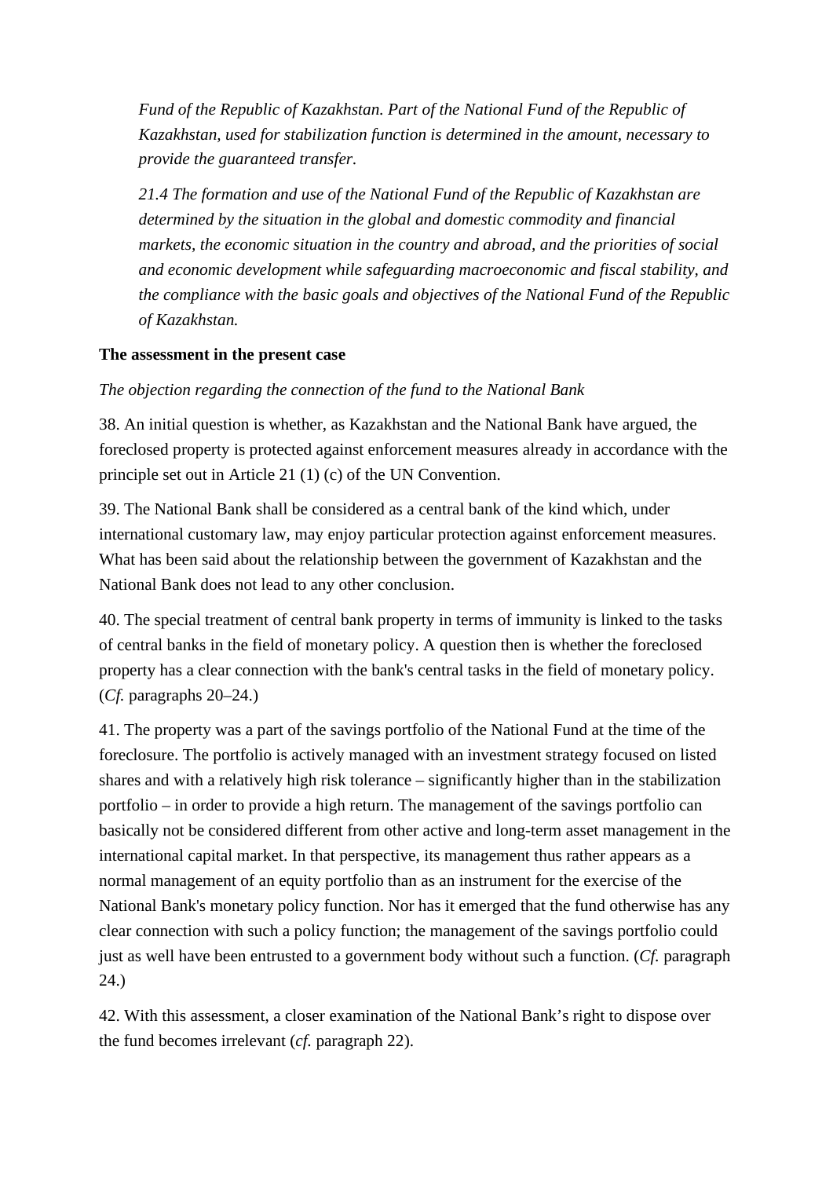*Fund of the Republic of Kazakhstan. Part of the National Fund of the Republic of Kazakhstan, used for stabilization function is determined in the amount, necessary to provide the guaranteed transfer.*

*21.4 The formation and use of the National Fund of the Republic of Kazakhstan are determined by the situation in the global and domestic commodity and financial markets, the economic situation in the country and abroad, and the priorities of social and economic development while safeguarding macroeconomic and fiscal stability, and the compliance with the basic goals and objectives of the National Fund of the Republic of Kazakhstan.*

**The assessment in the present case**

*The objection regarding the connection of the fund to the National Bank*

38. An initial question is whether, as Kazakhstan and the National Bank have argued, the foreclosed property is protected against enforcement measures already in accordance with the principle set out in Article 21 (1) (c) of the UN Convention.

39. The National Bank shall be considered as a central bank of the kind which, under international customary law, may enjoy particular protection against enforcement measures. What has been said about the relationship between the government of Kazakhstan and the National Bank does not lead to any other conclusion.

40. The special treatment of central bank property in terms of immunity is linked to the tasks of central banks in the field of monetary policy. A question then is whether the foreclosed property has a clear connection with the bank's central tasks in the field of monetary policy. (*Cf.* paragraphs 20–24.)

41. The property was a part of the savings portfolio of the National Fund at the time of the foreclosure. The portfolio is actively managed with an investment strategy focused on listed shares and with a relatively high risk tolerance – significantly higher than in the stabilization portfolio – in order to provide a high return. The management of the savings portfolio can basically not be considered different from other active and long-term asset management in the international capital market. In that perspective, its management thus rather appears as a normal management of an equity portfolio than as an instrument for the exercise of the National Bank's monetary policy function. Nor has it emerged that the fund otherwise has any clear connection with such a policy function; the management of the savings portfolio could just as well have been entrusted to a government body without such a function. (*Cf.* paragraph 24.)

42. With this assessment, a closer examination of the National Bank's right to dispose over the fund becomes irrelevant (*cf.* paragraph 22).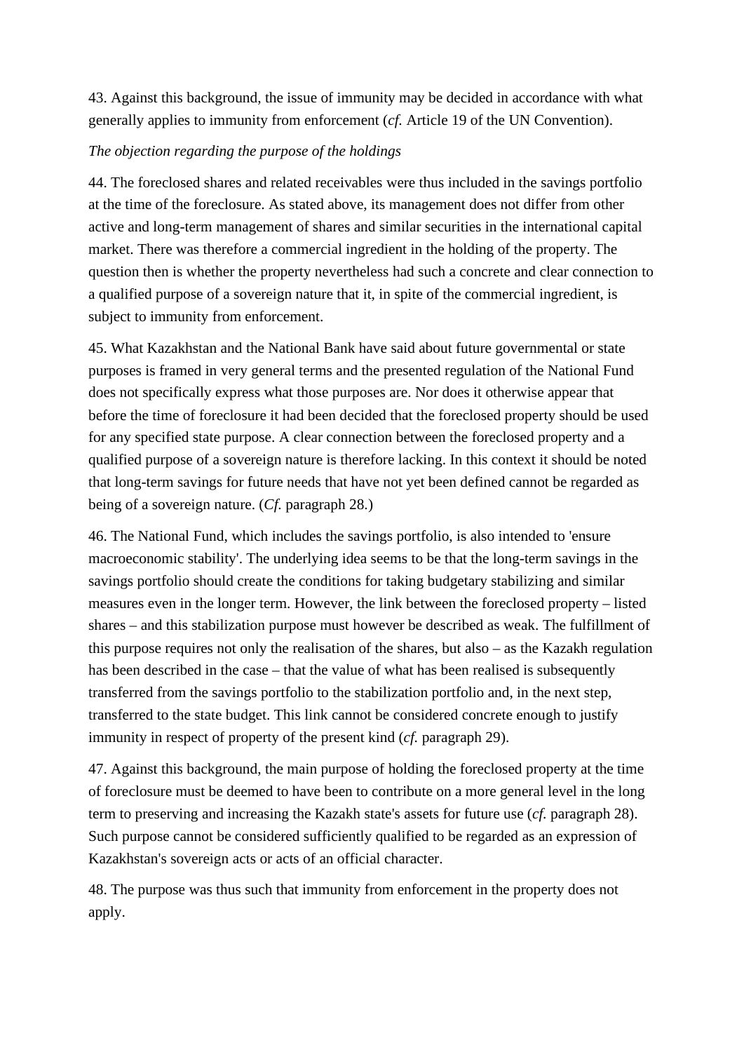43. Against this background, the issue of immunity may be decided in accordance with what generally applies to immunity from enforcement (*cf.* Article 19 of the UN Convention).

*The objection regarding the purpose of the holdings*

44. The foreclosed shares and related receivables were thus included in the savings portfolio at the time of the foreclosure. As stated above, its management does not differ from other active and long-term management of shares and similar securities in the international capital market. There was therefore a commercial ingredient in the holding of the property. The question then is whether the property nevertheless had such a concrete and clear connection to a qualified purpose of a sovereign nature that it, in spite of the commercial ingredient, is subject to immunity from enforcement.

45. What Kazakhstan and the National Bank have said about future governmental or state purposes is framed in very general terms and the presented regulation of the National Fund does not specifically express what those purposes are. Nor does it otherwise appear that before the time of foreclosure it had been decided that the foreclosed property should be used for any specified state purpose. A clear connection between the foreclosed property and a qualified purpose of a sovereign nature is therefore lacking. In this context it should be noted that long-term savings for future needs that have not yet been defined cannot be regarded as being of a sovereign nature. (*Cf.* paragraph 28.)

46. The National Fund, which includes the savings portfolio, is also intended to 'ensure macroeconomic stability'. The underlying idea seems to be that the long-term savings in the savings portfolio should create the conditions for taking budgetary stabilizing and similar measures even in the longer term. However, the link between the foreclosed property – listed shares – and this stabilization purpose must however be described as weak. The fulfillment of this purpose requires not only the realisation of the shares, but also – as the Kazakh regulation has been described in the case – that the value of what has been realised is subsequently transferred from the savings portfolio to the stabilization portfolio and, in the next step, transferred to the state budget. This link cannot be considered concrete enough to justify immunity in respect of property of the present kind (*cf.* paragraph 29).

47. Against this background, the main purpose of holding the foreclosed property at the time of foreclosure must be deemed to have been to contribute on a more general level in the long term to preserving and increasing the Kazakh state's assets for future use (*cf.* paragraph 28). Such purpose cannot be considered sufficiently qualified to be regarded as an expression of Kazakhstan's sovereign acts or acts of an official character.

48. The purpose was thus such that immunity from enforcement in the property does not apply.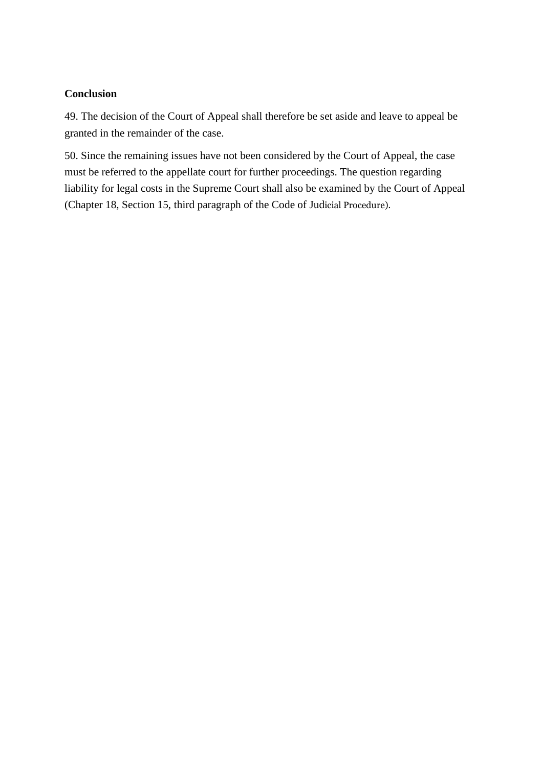**Conclusion**

49. The decision of the Court of Appeal shall therefore be set aside and leave to appeal be granted in the remainder of the case.

50. Since the remaining issues have not been considered by the Court of Appeal, the case must be referred to the appellate court for further proceedings. The question regarding liability for legal costs in the Supreme Court shall also be examined by the Court of Appeal (Chapter 18, Section 15, third paragraph of the Code of Judicial Procedure).